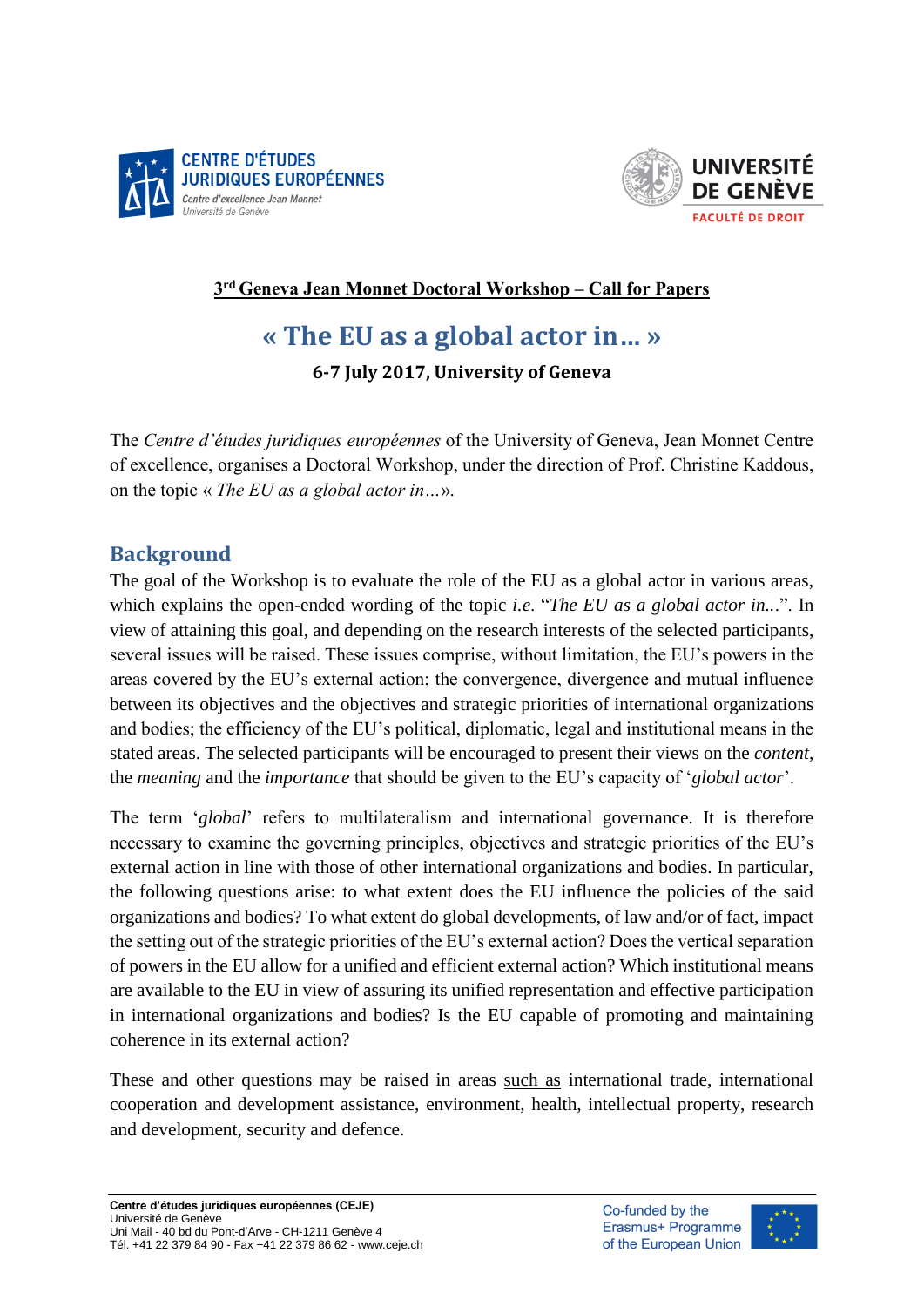CENTRE D'ÉTUDES JURIDIQUES EUROPÉENNES
*Centre d'excellence Jean Monnet*
*Université de Genève*

UNIVERSITÉ DE GENÈVE
FACULTÉ DE DROIT

**3rd Geneva Jean Monnet Doctoral Workshop – Call for Papers**

# « The EU as a global actor in… »

**6-7 July 2017, University of Geneva**

The *Centre d'études juridiques européennes* of the University of Geneva, Jean Monnet Centre of excellence, organises a Doctoral Workshop, under the direction of Prof. Christine Kaddous, on the topic « *The EU as a global actor in…*».

## Background

The goal of the Workshop is to evaluate the role of the EU as a global actor in various areas, which explains the open-ended wording of the topic *i.e*. "*The EU as a global actor in..*.". In view of attaining this goal, and depending on the research interests of the selected participants, several issues will be raised. These issues comprise, without limitation, the EU's powers in the areas covered by the EU's external action; the convergence, divergence and mutual influence between its objectives and the objectives and strategic priorities of international organizations and bodies; the efficiency of the EU's political, diplomatic, legal and institutional means in the stated areas. The selected participants will be encouraged to present their views on the *content*, the *meaning* and the *importance* that should be given to the EU's capacity of '*global actor*'.

The term '*global*' refers to multilateralism and international governance. It is therefore necessary to examine the governing principles, objectives and strategic priorities of the EU's external action in line with those of other international organizations and bodies. In particular, the following questions arise: to what extent does the EU influence the policies of the said organizations and bodies? To what extent do global developments, of law and/or of fact, impact the setting out of the strategic priorities of the EU's external action? Does the vertical separation of powers in the EU allow for a unified and efficient external action? Which institutional means are available to the EU in view of assuring its unified representation and effective participation in international organizations and bodies? Is the EU capable of promoting and maintaining coherence in its external action?

These and other questions may be raised in areas <u>such as</u> international trade, international cooperation and development assistance, environment, health, intellectual property, research and development, security and defence.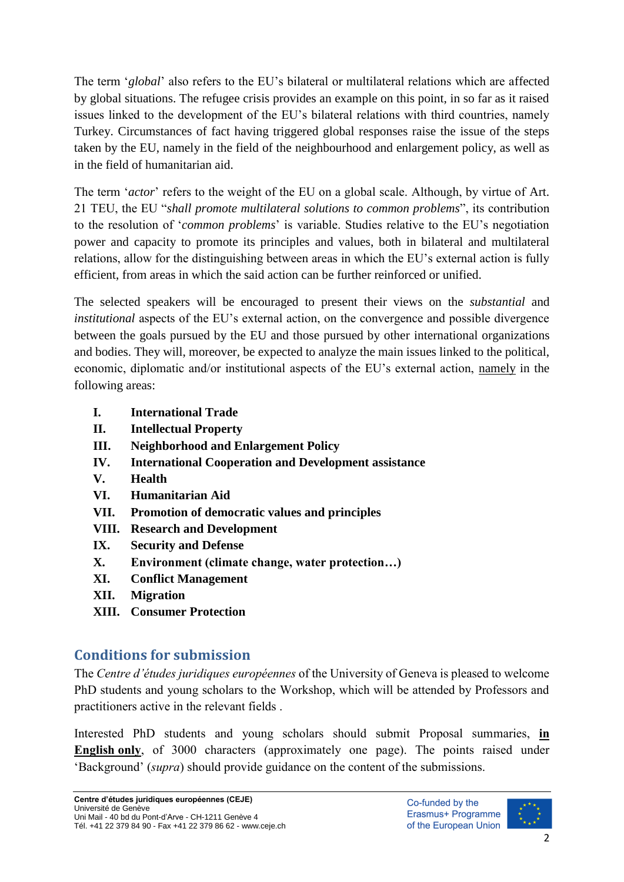The term '*global*' also refers to the EU's bilateral or multilateral relations which are affected by global situations. The refugee crisis provides an example on this point, in so far as it raised issues linked to the development of the EU's bilateral relations with third countries, namely Turkey. Circumstances of fact having triggered global responses raise the issue of the steps taken by the EU, namely in the field of the neighbourhood and enlargement policy, as well as in the field of humanitarian aid.

The term '*actor*' refers to the weight of the EU on a global scale. Although, by virtue of Art. 21 TEU, the EU "*shall promote multilateral solutions to common problems*", its contribution to the resolution of '*common problems*' is variable. Studies relative to the EU's negotiation power and capacity to promote its principles and values, both in bilateral and multilateral relations, allow for the distinguishing between areas in which the EU's external action is fully efficient, from areas in which the said action can be further reinforced or unified.

The selected speakers will be encouraged to present their views on the *substantial* and *institutional* aspects of the EU's external action, on the convergence and possible divergence between the goals pursued by the EU and those pursued by other international organizations and bodies. They will, moreover, be expected to analyze the main issues linked to the political, economic, diplomatic and/or institutional aspects of the EU's external action, <u>namely</u> in the following areas:

- **I. International Trade**
- **II. Intellectual Property**
- **III. Neighborhood and Enlargement Policy**
- **IV. International Cooperation and Development assistance**
- **V. Health**
- **VI. Humanitarian Aid**
- **VII. Promotion of democratic values and principles**
- **VIII. Research and Development**
- **IX. Security and Defense**
- **X. Environment (climate change, water protection…)**
- **XI. Conflict Management**
- **XII. Migration**
- **XIII. Consumer Protection**

## Conditions for submission

The *Centre d'études juridiques européennes* of the University of Geneva is pleased to welcome PhD students and young scholars to the Workshop, which will be attended by Professors and practitioners active in the relevant fields .

Interested PhD students and young scholars should submit Proposal summaries, **<u>in English only</u>**, of 3000 characters (approximately one page). The points raised under 'Background' (*supra*) should provide guidance on the content of the submissions.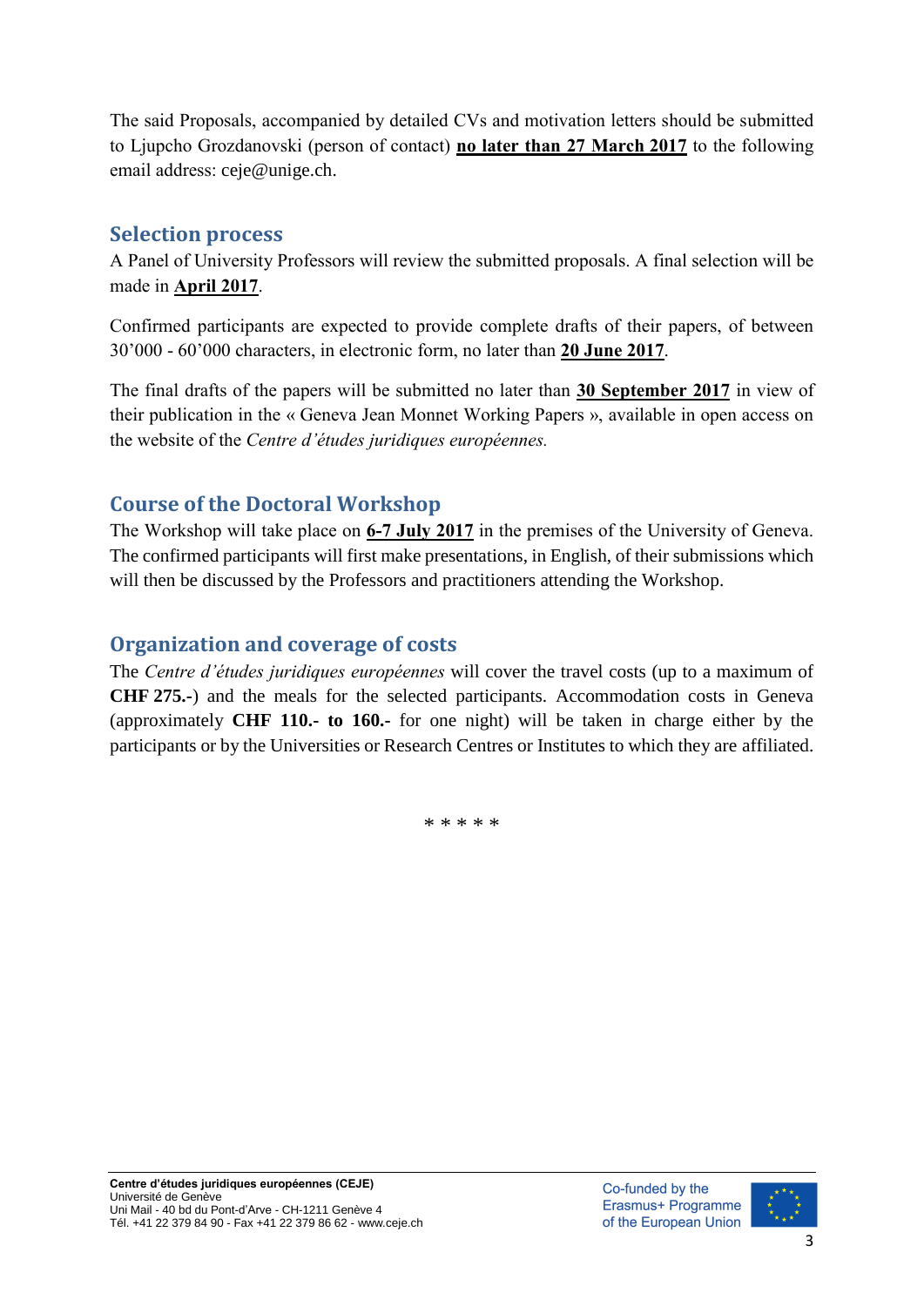The said Proposals, accompanied by detailed CVs and motivation letters should be submitted to Ljupcho Grozdanovski (person of contact) **no later than 27 March 2017** to the following email address: ceje@unige.ch.

## Selection process

A Panel of University Professors will review the submitted proposals. A final selection will be made in **April 2017**.

Confirmed participants are expected to provide complete drafts of their papers, of between 30'000 - 60'000 characters, in electronic form, no later than **20 June 2017**.

The final drafts of the papers will be submitted no later than **30 September 2017** in view of their publication in the « Geneva Jean Monnet Working Papers », available in open access on the website of the *Centre d'études juridiques européennes.*

## Course of the Doctoral Workshop

The Workshop will take place on **6-7 July 2017** in the premises of the University of Geneva. The confirmed participants will first make presentations, in English, of their submissions which will then be discussed by the Professors and practitioners attending the Workshop.

## Organization and coverage of costs

The *Centre d'études juridiques européennes* will cover the travel costs (up to a maximum of **CHF 275.-**) and the meals for the selected participants. Accommodation costs in Geneva (approximately **CHF 110.- to 160.-** for one night) will be taken in charge either by the participants or by the Universities or Research Centres or Institutes to which they are affiliated.

\* \* \* \* \*

**Centre d'études juridiques européennes (CEJE)**
Université de Genève
Uni Mail - 40 bd du Pont-d'Arve - CH-1211 Genève 4
Tél. +41 22 379 84 90 - Fax +41 22 379 86 62 - www.ceje.ch

Co-funded by the Erasmus+ Programme of the European Union